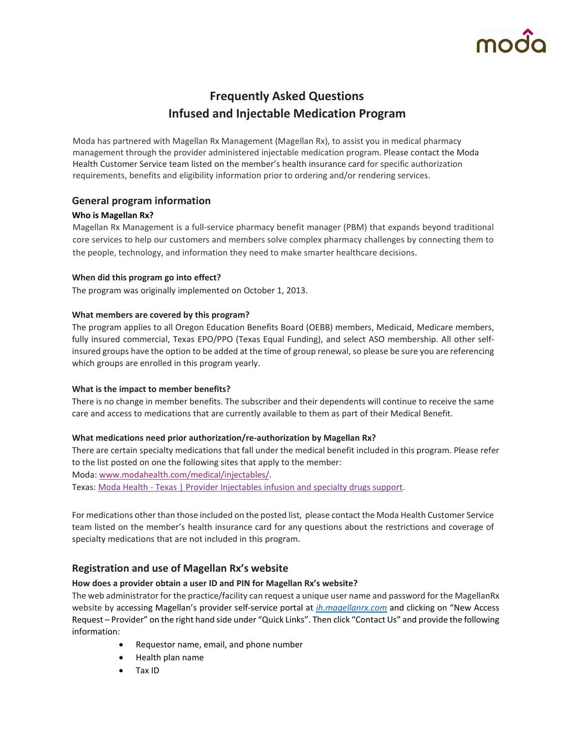# Frequently Asked Questions
# Infused and Injectable Medication Program

Moda has partnered with Magellan Rx Management (Magellan Rx), to assist you in medical pharmacy management through the provider administered injectable medication program. Please contact the Moda Health Customer Service team listed on the member's health insurance card for specific authorization requirements, benefits and eligibility information prior to ordering and/or rendering services.

## General program information

### Who is Magellan Rx?

Magellan Rx Management is a full-service pharmacy benefit manager (PBM) that expands beyond traditional core services to help our customers and members solve complex pharmacy challenges by connecting them to the people, technology, and information they need to make smarter healthcare decisions.

### When did this program go into effect?

The program was originally implemented on October 1, 2013.

### What members are covered by this program?

The program applies to all Oregon Education Benefits Board (OEBB) members, Medicaid, Medicare members, fully insured commercial, Texas EPO/PPO (Texas Equal Funding), and select ASO membership. All other self-insured groups have the option to be added at the time of group renewal, so please be sure you are referencing which groups are enrolled in this program yearly.

### What is the impact to member benefits?

There is no change in member benefits. The subscriber and their dependents will continue to receive the same care and access to medications that are currently available to them as part of their Medical Benefit.

### What medications need prior authorization/re-authorization by Magellan Rx?

There are certain specialty medications that fall under the medical benefit included in this program. Please refer to the list posted on one the following sites that apply to the member:

Moda: www.modahealth.com/medical/injectables/.

Texas: Moda Health - Texas | Provider Injectables infusion and specialty drugs support.

For medications other than those included on the posted list, please contact the Moda Health Customer Service team listed on the member's health insurance card for any questions about the restrictions and coverage of specialty medications that are not included in this program.

## Registration and use of Magellan Rx's website

### How does a provider obtain a user ID and PIN for Magellan Rx's website?

The web administrator for the practice/facility can request a unique user name and password for the MagellanRx website by accessing Magellan's provider self-service portal at *ih.magellanrx.com* and clicking on "New Access Request – Provider" on the right hand side under "Quick Links". Then click "Contact Us" and provide the following information:

- Requestor name, email, and phone number
- Health plan name
- Tax ID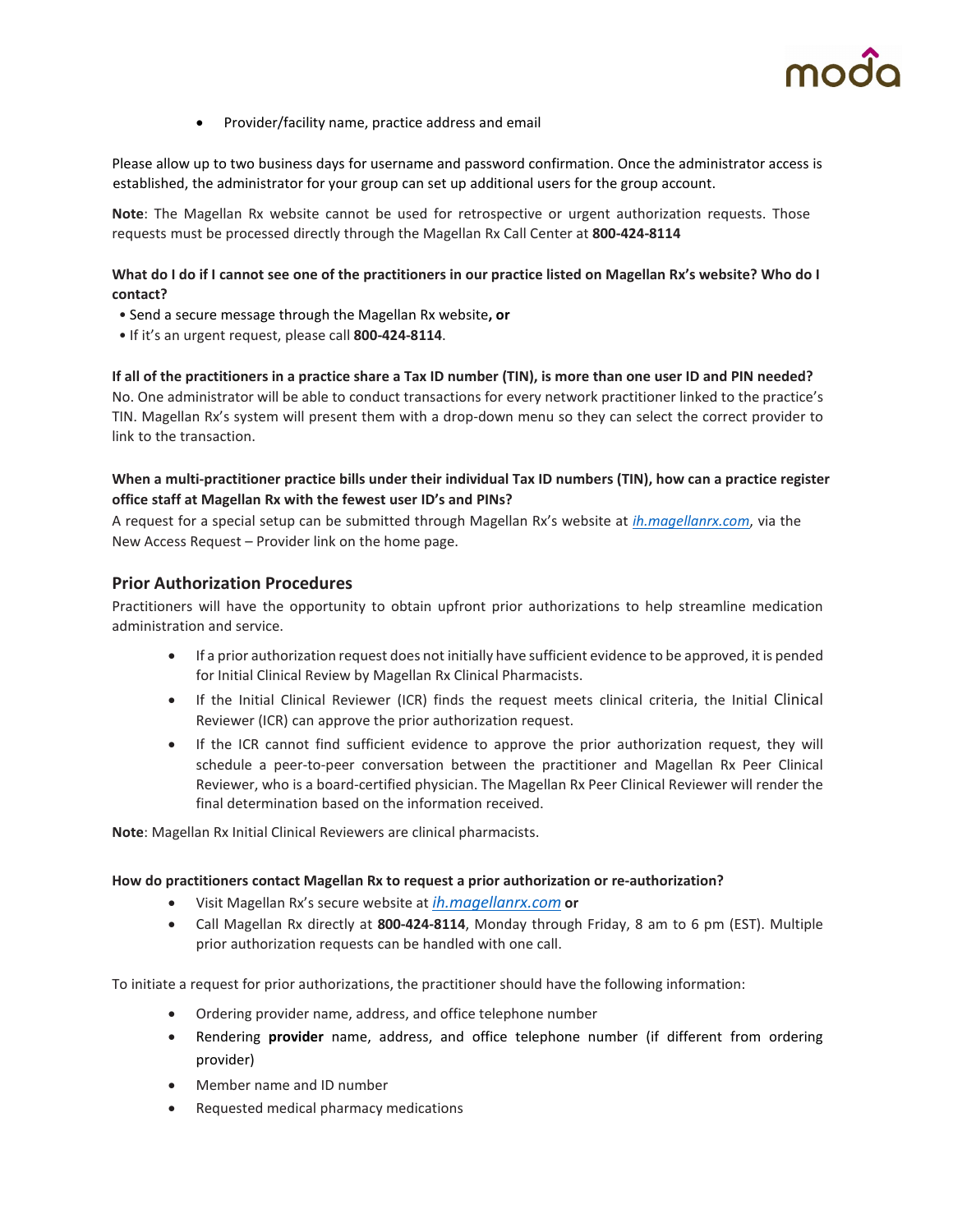- Provider/facility name, practice address and email

Please allow up to two business days for username and password confirmation. Once the administrator access is established, the administrator for your group can set up additional users for the group account.

**Note**: The Magellan Rx website cannot be used for retrospective or urgent authorization requests. Those requests must be processed directly through the Magellan Rx Call Center at **800-424-8114**

**What do I do if I cannot see one of the practitioners in our practice listed on Magellan Rx's website? Who do I contact?**

- Send a secure message through the Magellan Rx website**, or**
- If it's an urgent request, please call **800-424-8114**.

**If all of the practitioners in a practice share a Tax ID number (TIN), is more than one user ID and PIN needed?**
No. One administrator will be able to conduct transactions for every network practitioner linked to the practice's TIN. Magellan Rx's system will present them with a drop-down menu so they can select the correct provider to link to the transaction.

**When a multi-practitioner practice bills under their individual Tax ID numbers (TIN), how can a practice register office staff at Magellan Rx with the fewest user ID's and PINs?**
A request for a special setup can be submitted through Magellan Rx's website at *ih.magellanrx.com*, via the New Access Request – Provider link on the home page.

## Prior Authorization Procedures

Practitioners will have the opportunity to obtain upfront prior authorizations to help streamline medication administration and service.

- If a prior authorization request does not initially have sufficient evidence to be approved, it is pended for Initial Clinical Review by Magellan Rx Clinical Pharmacists.
- If the Initial Clinical Reviewer (ICR) finds the request meets clinical criteria, the Initial Clinical Reviewer (ICR) can approve the prior authorization request.
- If the ICR cannot find sufficient evidence to approve the prior authorization request, they will schedule a peer-to-peer conversation between the practitioner and Magellan Rx Peer Clinical Reviewer, who is a board-certified physician. The Magellan Rx Peer Clinical Reviewer will render the final determination based on the information received.

**Note**: Magellan Rx Initial Clinical Reviewers are clinical pharmacists.

**How do practitioners contact Magellan Rx to request a prior authorization or re-authorization?**

- Visit Magellan Rx's secure website at *ih.magellanrx.com* **or**
- Call Magellan Rx directly at **800-424-8114**, Monday through Friday, 8 am to 6 pm (EST). Multiple prior authorization requests can be handled with one call.

To initiate a request for prior authorizations, the practitioner should have the following information:

- Ordering provider name, address, and office telephone number
- Rendering **provider** name, address, and office telephone number (if different from ordering provider)
- Member name and ID number
- Requested medical pharmacy medications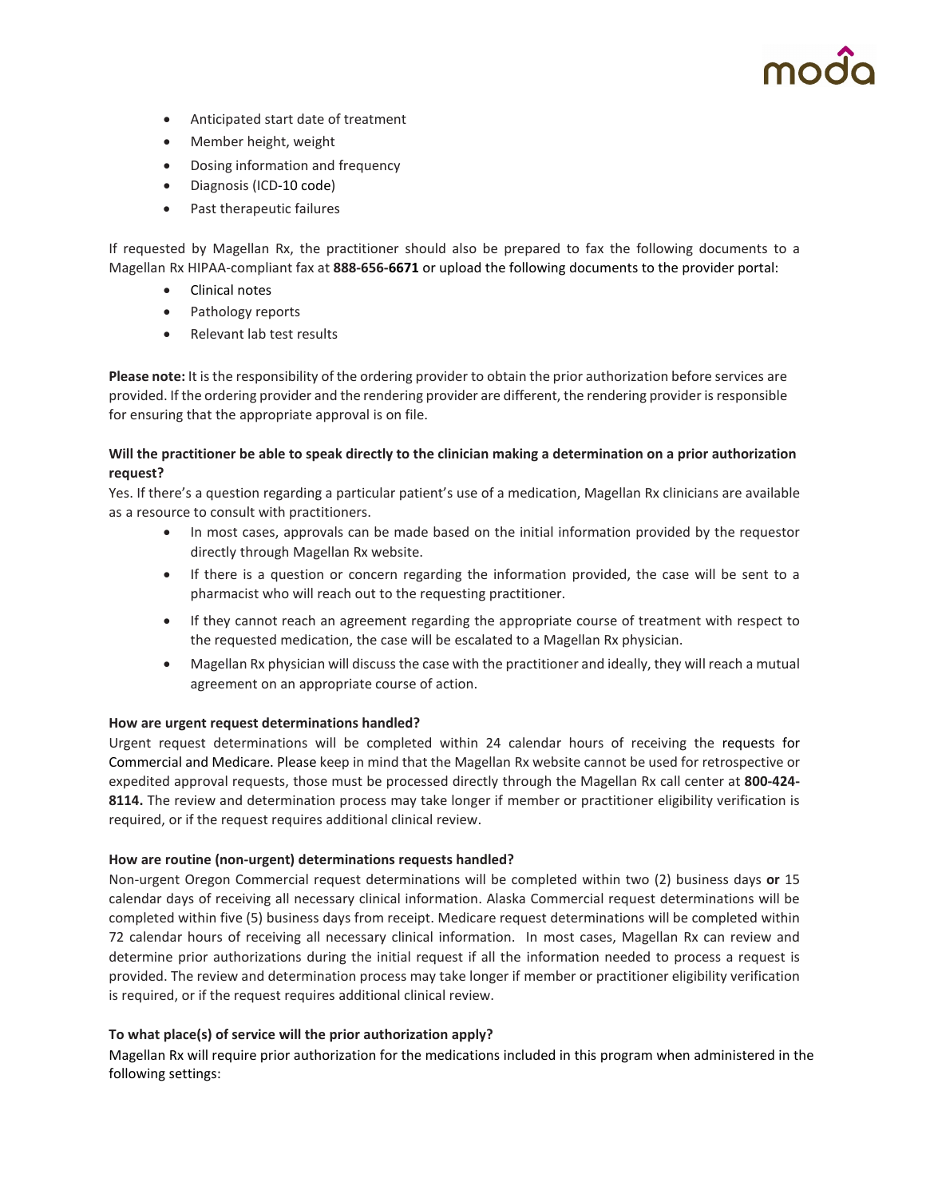- Anticipated start date of treatment
- Member height, weight
- Dosing information and frequency
- Diagnosis (ICD-10 code)
- Past therapeutic failures

If requested by Magellan Rx, the practitioner should also be prepared to fax the following documents to a Magellan Rx HIPAA-compliant fax at **888-656-6671** or upload the following documents to the provider portal:

- Clinical notes
- Pathology reports
- Relevant lab test results

**Please note:** It is the responsibility of the ordering provider to obtain the prior authorization before services are provided. If the ordering provider and the rendering provider are different, the rendering provider is responsible for ensuring that the appropriate approval is on file.

**Will the practitioner be able to speak directly to the clinician making a determination on a prior authorization request?**

Yes. If there's a question regarding a particular patient's use of a medication, Magellan Rx clinicians are available as a resource to consult with practitioners.

- In most cases, approvals can be made based on the initial information provided by the requestor directly through Magellan Rx website.
- If there is a question or concern regarding the information provided, the case will be sent to a pharmacist who will reach out to the requesting practitioner.
- If they cannot reach an agreement regarding the appropriate course of treatment with respect to the requested medication, the case will be escalated to a Magellan Rx physician.
- Magellan Rx physician will discuss the case with the practitioner and ideally, they will reach a mutual agreement on an appropriate course of action.

**How are urgent request determinations handled?**

Urgent request determinations will be completed within 24 calendar hours of receiving the requests for Commercial and Medicare. Please keep in mind that the Magellan Rx website cannot be used for retrospective or expedited approval requests, those must be processed directly through the Magellan Rx call center at **800-424-8114.** The review and determination process may take longer if member or practitioner eligibility verification is required, or if the request requires additional clinical review.

**How are routine (non-urgent) determinations requests handled?**

Non-urgent Oregon Commercial request determinations will be completed within two (2) business days **or** 15 calendar days of receiving all necessary clinical information. Alaska Commercial request determinations will be completed within five (5) business days from receipt. Medicare request determinations will be completed within 72 calendar hours of receiving all necessary clinical information. In most cases, Magellan Rx can review and determine prior authorizations during the initial request if all the information needed to process a request is provided. The review and determination process may take longer if member or practitioner eligibility verification is required, or if the request requires additional clinical review.

**To what place(s) of service will the prior authorization apply?**

Magellan Rx will require prior authorization for the medications included in this program when administered in the following settings: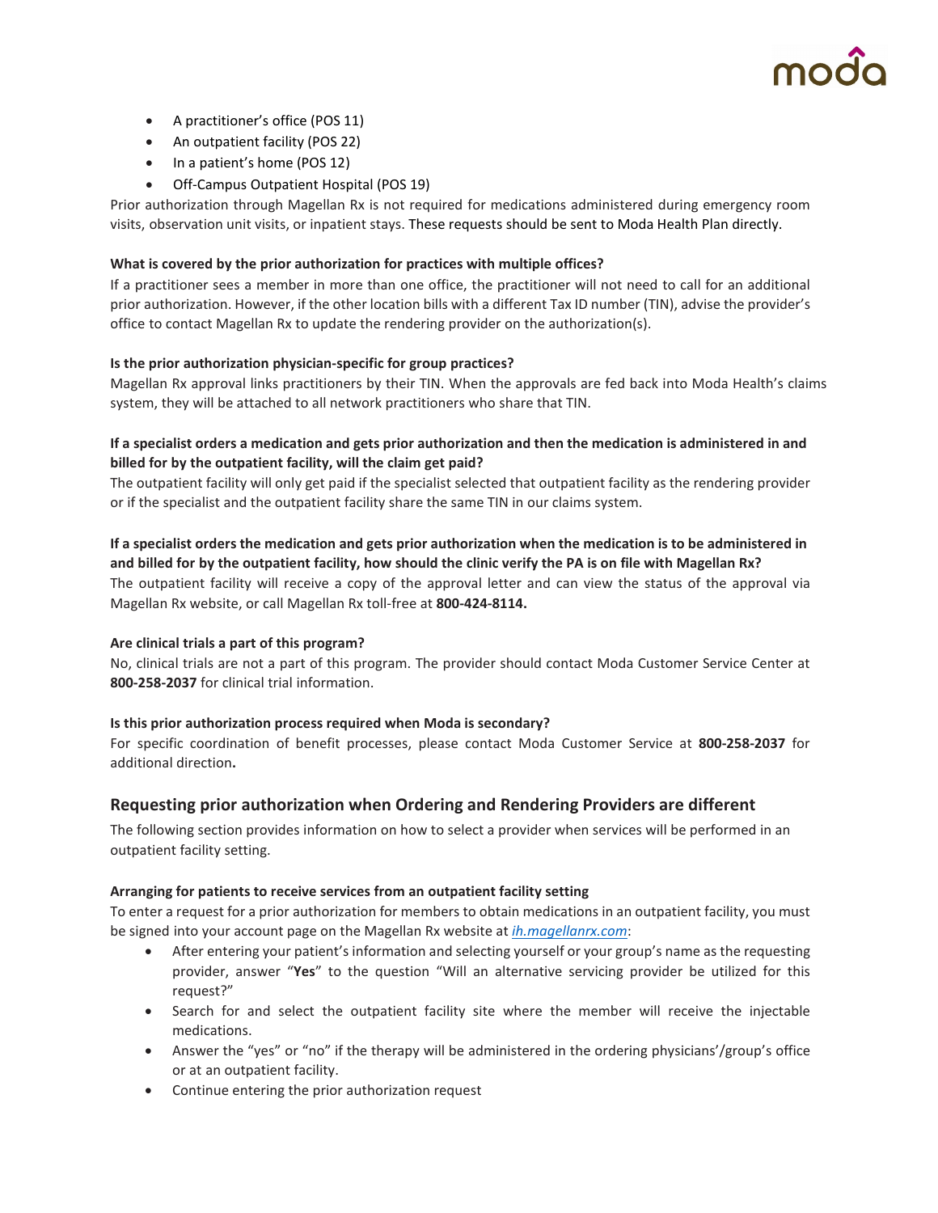- A practitioner's office (POS 11)
- An outpatient facility (POS 22)
- In a patient's home (POS 12)
- Off-Campus Outpatient Hospital (POS 19)

Prior authorization through Magellan Rx is not required for medications administered during emergency room visits, observation unit visits, or inpatient stays. These requests should be sent to Moda Health Plan directly.

**What is covered by the prior authorization for practices with multiple offices?**

If a practitioner sees a member in more than one office, the practitioner will not need to call for an additional prior authorization. However, if the other location bills with a different Tax ID number (TIN), advise the provider's office to contact Magellan Rx to update the rendering provider on the authorization(s).

**Is the prior authorization physician-specific for group practices?**

Magellan Rx approval links practitioners by their TIN. When the approvals are fed back into Moda Health's claims system, they will be attached to all network practitioners who share that TIN.

**If a specialist orders a medication and gets prior authorization and then the medication is administered in and billed for by the outpatient facility, will the claim get paid?**

The outpatient facility will only get paid if the specialist selected that outpatient facility as the rendering provider or if the specialist and the outpatient facility share the same TIN in our claims system.

**If a specialist orders the medication and gets prior authorization when the medication is to be administered in and billed for by the outpatient facility, how should the clinic verify the PA is on file with Magellan Rx?**

The outpatient facility will receive a copy of the approval letter and can view the status of the approval via Magellan Rx website, or call Magellan Rx toll-free at **800-424-8114.**

**Are clinical trials a part of this program?**

No, clinical trials are not a part of this program. The provider should contact Moda Customer Service Center at **800-258-2037** for clinical trial information.

**Is this prior authorization process required when Moda is secondary?**

For specific coordination of benefit processes, please contact Moda Customer Service at **800-258-2037** for additional direction**.**

## Requesting prior authorization when Ordering and Rendering Providers are different

The following section provides information on how to select a provider when services will be performed in an outpatient facility setting.

**Arranging for patients to receive services from an outpatient facility setting**

To enter a request for a prior authorization for members to obtain medications in an outpatient facility, you must be signed into your account page on the Magellan Rx website at *ih.magellanrx.com*:

- After entering your patient's information and selecting yourself or your group's name as the requesting provider, answer "**Yes**" to the question "Will an alternative servicing provider be utilized for this request?"
- Search for and select the outpatient facility site where the member will receive the injectable medications.
- Answer the "yes" or "no" if the therapy will be administered in the ordering physicians'/group's office or at an outpatient facility.
- Continue entering the prior authorization request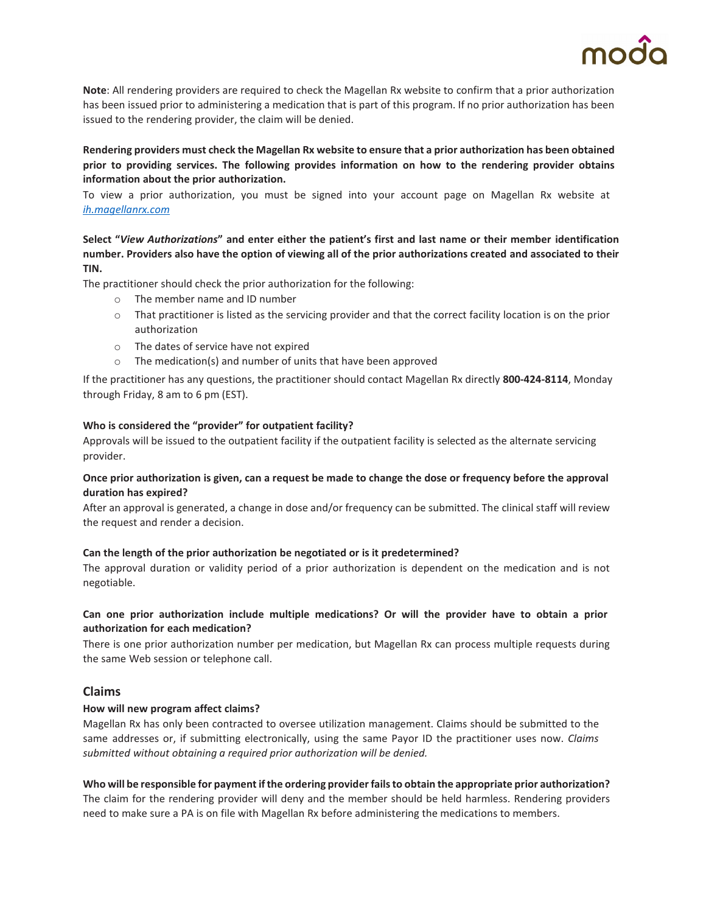**Note**: All rendering providers are required to check the Magellan Rx website to confirm that a prior authorization has been issued prior to administering a medication that is part of this program. If no prior authorization has been issued to the rendering provider, the claim will be denied.

**Rendering providers must check the Magellan Rx website to ensure that a prior authorization has been obtained prior to providing services. The following provides information on how to the rendering provider obtains information about the prior authorization.**

To view a prior authorization, you must be signed into your account page on Magellan Rx website at *ih.magellanrx.com*

**Select "*View Authorizations*" and enter either the patient's first and last name or their member identification number. Providers also have the option of viewing all of the prior authorizations created and associated to their TIN.**

The practitioner should check the prior authorization for the following:

- The member name and ID number
- That practitioner is listed as the servicing provider and that the correct facility location is on the prior authorization
- The dates of service have not expired
- The medication(s) and number of units that have been approved

If the practitioner has any questions, the practitioner should contact Magellan Rx directly **800-424-8114**, Monday through Friday, 8 am to 6 pm (EST).

**Who is considered the "provider" for outpatient facility?**

Approvals will be issued to the outpatient facility if the outpatient facility is selected as the alternate servicing provider.

**Once prior authorization is given, can a request be made to change the dose or frequency before the approval duration has expired?**

After an approval is generated, a change in dose and/or frequency can be submitted. The clinical staff will review the request and render a decision.

**Can the length of the prior authorization be negotiated or is it predetermined?**

The approval duration or validity period of a prior authorization is dependent on the medication and is not negotiable.

**Can one prior authorization include multiple medications? Or will the provider have to obtain a prior authorization for each medication?**

There is one prior authorization number per medication, but Magellan Rx can process multiple requests during the same Web session or telephone call.

## Claims

**How will new program affect claims?**

Magellan Rx has only been contracted to oversee utilization management. Claims should be submitted to the same addresses or, if submitting electronically, using the same Payor ID the practitioner uses now. *Claims submitted without obtaining a required prior authorization will be denied.*

**Who will be responsible for payment if the ordering provider fails to obtain the appropriate prior authorization?**

The claim for the rendering provider will deny and the member should be held harmless. Rendering providers need to make sure a PA is on file with Magellan Rx before administering the medications to members.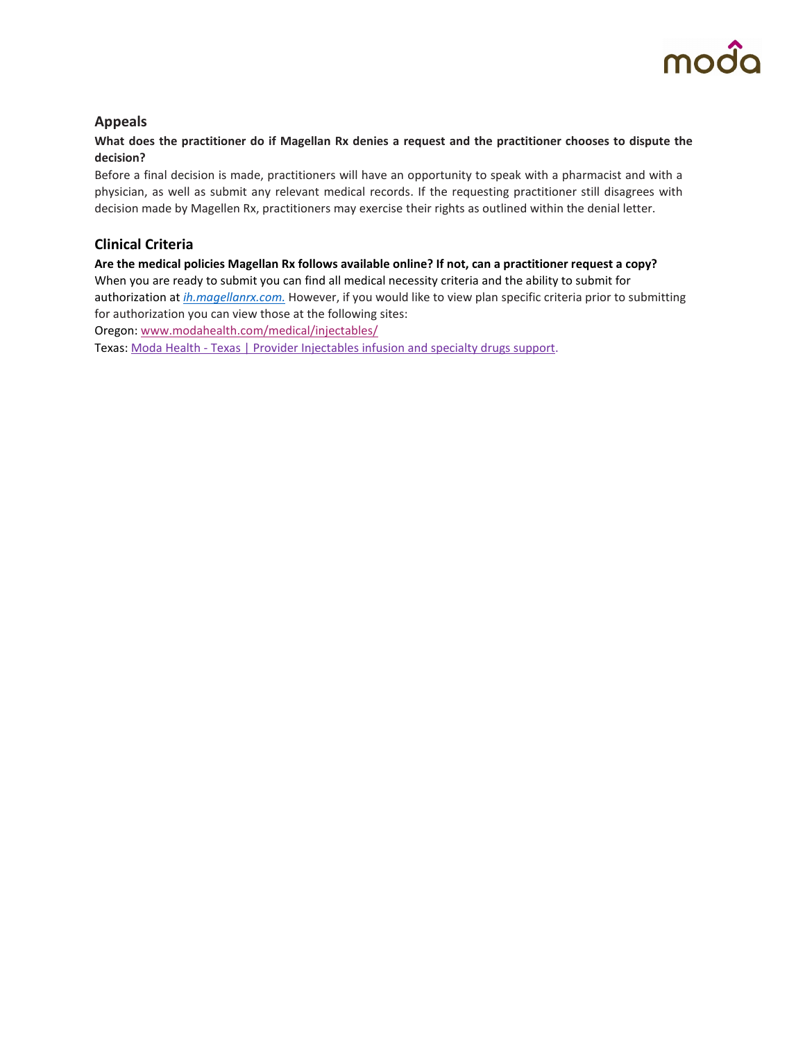## Appeals

**What does the practitioner do if Magellan Rx denies a request and the practitioner chooses to dispute the decision?**

Before a final decision is made, practitioners will have an opportunity to speak with a pharmacist and with a physician, as well as submit any relevant medical records. If the requesting practitioner still disagrees with decision made by Magellen Rx, practitioners may exercise their rights as outlined within the denial letter.

## Clinical Criteria

**Are the medical policies Magellan Rx follows available online? If not, can a practitioner request a copy?**

When you are ready to submit you can find all medical necessity criteria and the ability to submit for authorization at *ih.magellanrx.com.* However, if you would like to view plan specific criteria prior to submitting for authorization you can view those at the following sites:

Oregon: www.modahealth.com/medical/injectables/

Texas: Moda Health - Texas | Provider Injectables infusion and specialty drugs support.